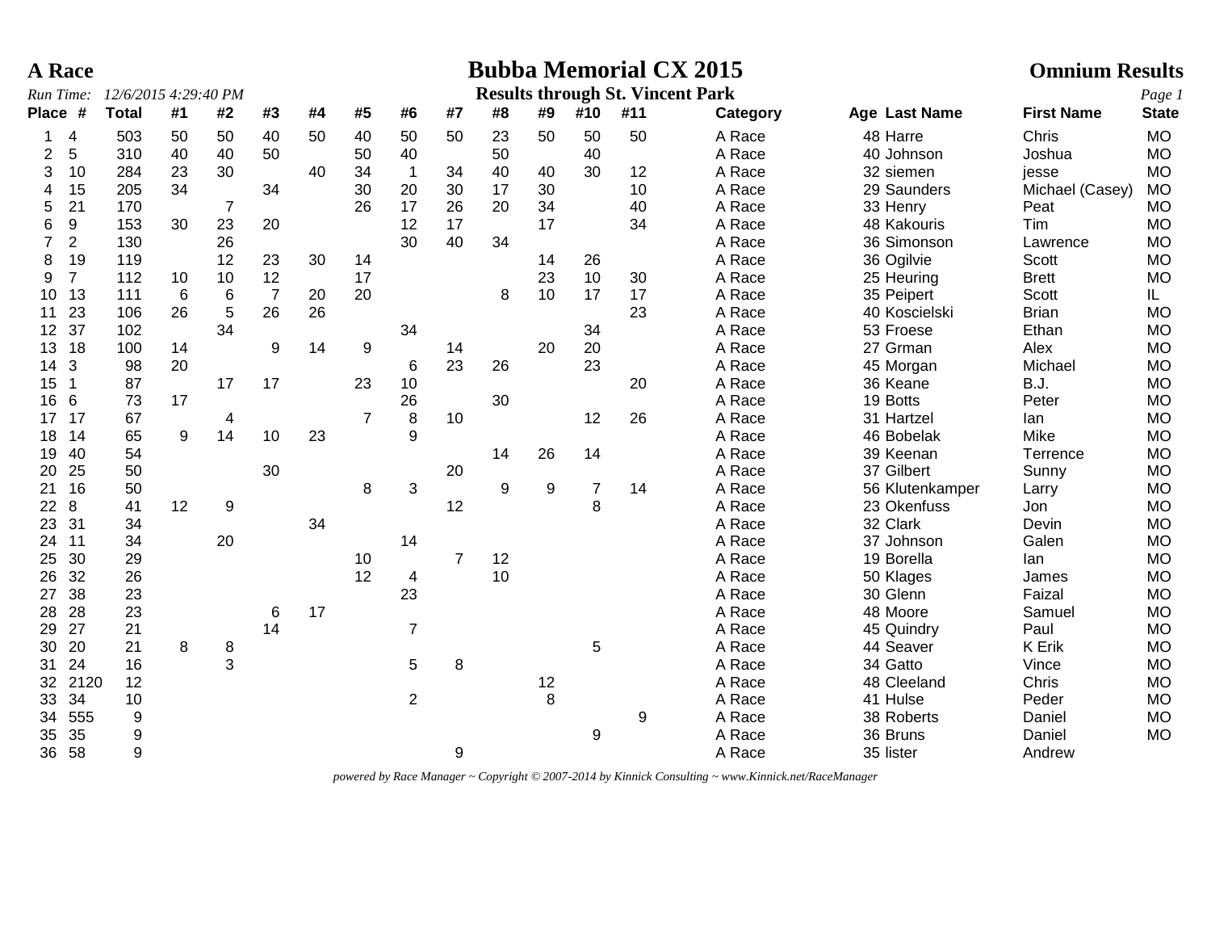# A Race

# Bubba Memorial CX 2015

## Omnium Results

*Run Time: 12/6/2015 4:29:40 PM*

**Results through St. Vincent Park**

| Place | # | Total | #1 | #2 | #3 | #4 | #5 | #6 | #7 | #8 | #9 | #10 | #11 | Category | Age | Last Name | First Name | State |
|---|---|---|---|---|---|---|---|---|---|---|---|---|---|---|---|---|---|---|
| 1 | 4 | 503 | 50 | 50 | 40 | 50 | 40 | 50 | 50 | 23 | 50 | 50 | 50 | A Race | 48 | Harre | Chris | MO |
| 2 | 5 | 310 | 40 | 40 | 50 | | 50 | 40 | | 50 | | 40 | | A Race | 40 | Johnson | Joshua | MO |
| 3 | 10 | 284 | 23 | 30 | | 40 | 34 | 1 | 34 | 40 | 40 | 30 | 12 | A Race | 32 | siemen | jesse | MO |
| 4 | 15 | 205 | 34 | | 34 | | 30 | 20 | 30 | 17 | 30 | | 10 | A Race | 29 | Saunders | Michael (Casey) | MO |
| 5 | 21 | 170 | | 7 | | | 26 | 17 | 26 | 20 | 34 | | 40 | A Race | 33 | Henry | Peat | MO |
| 6 | 9 | 153 | 30 | 23 | 20 | | | 12 | 17 | | 17 | | 34 | A Race | 48 | Kakouris | Tim | MO |
| 7 | 2 | 130 | | 26 | | | | 30 | 40 | 34 | | | | A Race | 36 | Simonson | Lawrence | MO |
| 8 | 19 | 119 | | 12 | 23 | 30 | 14 | | | | 14 | 26 | | A Race | 36 | Ogilvie | Scott | MO |
| 9 | 7 | 112 | 10 | 10 | 12 | | 17 | | | | 23 | 10 | 30 | A Race | 25 | Heuring | Brett | MO |
| 10 | 13 | 111 | 6 | 6 | 7 | 20 | 20 | | | 8 | 10 | 17 | 17 | A Race | 35 | Peipert | Scott | IL |
| 11 | 23 | 106 | 26 | 5 | 26 | 26 | | | | | | | 23 | A Race | 40 | Koscielski | Brian | MO |
| 12 | 37 | 102 | | 34 | | | | 34 | | | | 34 | | A Race | 53 | Froese | Ethan | MO |
| 13 | 18 | 100 | 14 | | 9 | 14 | 9 | | 14 | | 20 | 20 | | A Race | 27 | Grman | Alex | MO |
| 14 | 3 | 98 | 20 | | | | | 6 | 23 | 26 | | 23 | | A Race | 45 | Morgan | Michael | MO |
| 15 | 1 | 87 | | 17 | 17 | | 23 | 10 | | | | | 20 | A Race | 36 | Keane | B.J. | MO |
| 16 | 6 | 73 | 17 | | | | | 26 | | 30 | | | | A Race | 19 | Botts | Peter | MO |
| 17 | 17 | 67 | | 4 | | | 7 | 8 | 10 | | | 12 | 26 | A Race | 31 | Hartzel | Ian | MO |
| 18 | 14 | 65 | 9 | 14 | 10 | 23 | | 9 | | | | | | A Race | 46 | Bobelak | Mike | MO |
| 19 | 40 | 54 | | | | | | | | 14 | 26 | 14 | | A Race | 39 | Keenan | Terrence | MO |
| 20 | 25 | 50 | | | 30 | | | | 20 | | | | | A Race | 37 | Gilbert | Sunny | MO |
| 21 | 16 | 50 | | | | | 8 | 3 | | 9 | 9 | 7 | 14 | A Race | 56 | Klutenkamper | Larry | MO |
| 22 | 8 | 41 | 12 | 9 | | | | | 12 | | | 8 | | A Race | 23 | Okenfuss | Jon | MO |
| 23 | 31 | 34 | | | | 34 | | | | | | | | A Race | 32 | Clark | Devin | MO |
| 24 | 11 | 34 | | 20 | | | | 14 | | | | | | A Race | 37 | Johnson | Galen | MO |
| 25 | 30 | 29 | | | | | 10 | | 7 | 12 | | | | A Race | 19 | Borella | Ian | MO |
| 26 | 32 | 26 | | | | | 12 | 4 | | 10 | | | | A Race | 50 | Klages | James | MO |
| 27 | 38 | 23 | | | | | | 23 | | | | | | A Race | 30 | Glenn | Faizal | MO |
| 28 | 28 | 23 | | | 6 | 17 | | | | | | | | A Race | 48 | Moore | Samuel | MO |
| 29 | 27 | 21 | | | 14 | | | 7 | | | | | | A Race | 45 | Quindry | Paul | MO |
| 30 | 20 | 21 | 8 | 8 | | | | | | | | 5 | | A Race | 44 | Seaver | K Erik | MO |
| 31 | 24 | 16 | | 3 | | | | 5 | 8 | | | | | A Race | 34 | Gatto | Vince | MO |
| 32 | 2120 | 12 | | | | | | | | | 12 | | | A Race | 48 | Cleeland | Chris | MO |
| 33 | 34 | 10 | | | | | | 2 | | | 8 | | | A Race | 41 | Hulse | Peder | MO |
| 34 | 555 | 9 | | | | | | | | | | | 9 | A Race | 38 | Roberts | Daniel | MO |
| 35 | 35 | 9 | | | | | | | | | | 9 | | A Race | 36 | Bruns | Daniel | MO |
| 36 | 58 | 9 | | | | | | | 9 | | | | | A Race | 35 | lister | Andrew | |

*powered by Race Manager ~ Copyright © 2007-2014 by Kinnick Consulting ~ www.Kinnick.net/RaceManager*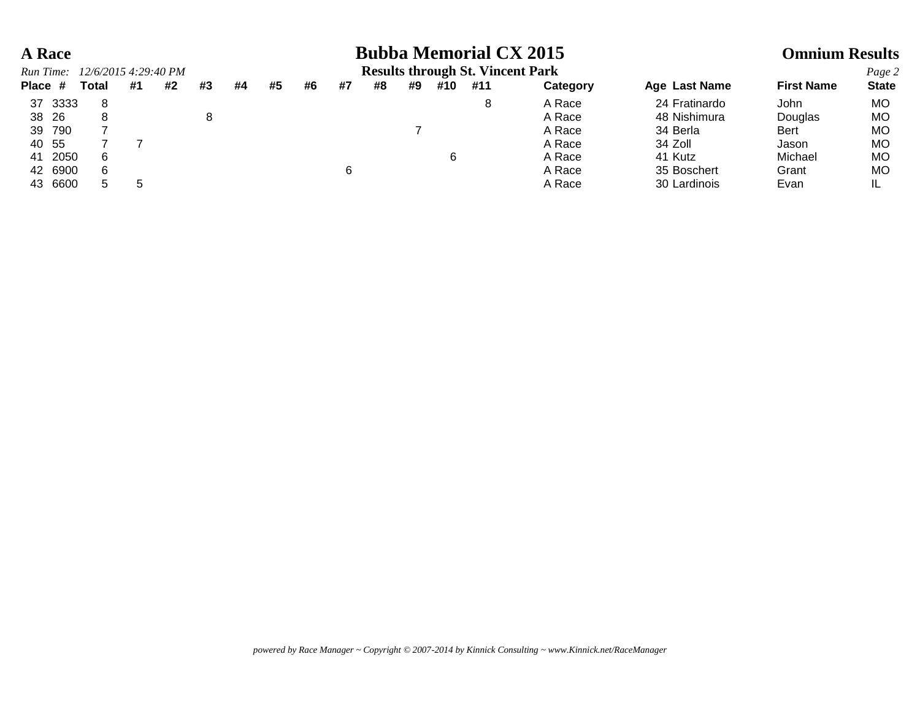# A Race

# Bubba Memorial CX 2015

## Omnium Results

*Run Time: 12/6/2015 4:29:40 PM*

**Results through St. Vincent Park**

| Place | # | Total | #1 | #2 | #3 | #4 | #5 | #6 | #7 | #8 | #9 | #10 | #11 | Category | Age | Last Name | First Name | State |
|---|---|---|---|---|---|---|---|---|---|---|---|---|---|---|---|---|---|---|
| 37 | 3333 | 8 | | | | | | | | | | | 8 | A Race | 24 | Fratinardo | John | MO |
| 38 | 26 | 8 | | | 8 | | | | | | | | | A Race | 48 | Nishimura | Douglas | MO |
| 39 | 790 | 7 | | | | | | | | | 7 | | | A Race | 34 | Berla | Bert | MO |
| 40 | 55 | 7 | 7 | | | | | | | | | | | A Race | 34 | Zoll | Jason | MO |
| 41 | 2050 | 6 | | | | | | | | | | 6 | | A Race | 41 | Kutz | Michael | MO |
| 42 | 6900 | 6 | | | | | | | 6 | | | | | A Race | 35 | Boschert | Grant | MO |
| 43 | 6600 | 5 | 5 | | | | | | | | | | | A Race | 30 | Lardinois | Evan | IL |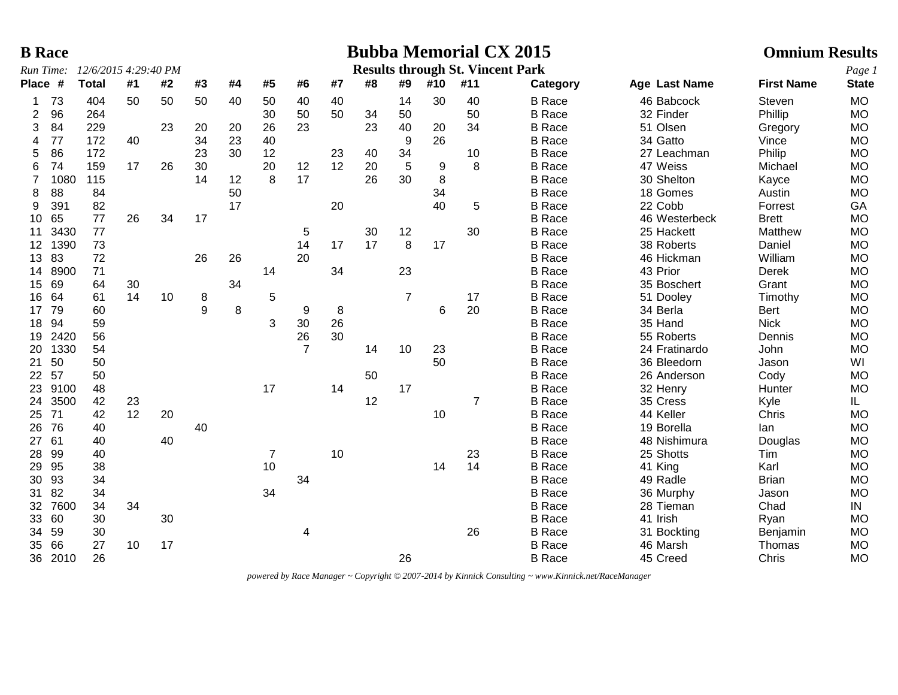# B Race

## Bubba Memorial CX 2015

### Omnium Results

*Run Time: 12/6/2015 4:29:40 PM*

**Results through St. Vincent Park**

| Place | # | Total | #1 | #2 | #3 | #4 | #5 | #6 | #7 | #8 | #9 | #10 | #11 | Category | Age | Last Name | First Name | State |
|---|---|---|---|---|---|---|---|---|---|---|---|---|---|---|---|---|---|---|
| 1 | 73 | 404 | 50 | 50 | 50 | 40 | 50 | 40 | 40 | | 14 | 30 | 40 | B Race | 46 | Babcock | Steven | MO |
| 2 | 96 | 264 | | | | | 30 | 50 | 50 | 34 | 50 | | 50 | B Race | 32 | Finder | Phillip | MO |
| 3 | 84 | 229 | | 23 | 20 | 20 | 26 | 23 | | 23 | 40 | 20 | 34 | B Race | 51 | Olsen | Gregory | MO |
| 4 | 77 | 172 | 40 | | 34 | 23 | 40 | | | | 9 | 26 | | B Race | 34 | Gatto | Vince | MO |
| 5 | 86 | 172 | | | 23 | 30 | 12 | | 23 | 40 | 34 | | 10 | B Race | 27 | Leachman | Philip | MO |
| 6 | 74 | 159 | 17 | 26 | 30 | | 20 | 12 | 12 | 20 | 5 | 9 | 8 | B Race | 47 | Weiss | Michael | MO |
| 7 | 1080 | 115 | | | 14 | 12 | 8 | 17 | | 26 | 30 | 8 | | B Race | 30 | Shelton | Kayce | MO |
| 8 | 88 | 84 | | | | 50 | | | | | | 34 | | B Race | 18 | Gomes | Austin | MO |
| 9 | 391 | 82 | | | | 17 | | | 20 | | | 40 | 5 | B Race | 22 | Cobb | Forrest | GA |
| 10 | 65 | 77 | 26 | 34 | 17 | | | | | | | | | B Race | 46 | Westerbeck | Brett | MO |
| 11 | 3430 | 77 | | | | | | 5 | | 30 | 12 | | 30 | B Race | 25 | Hackett | Matthew | MO |
| 12 | 1390 | 73 | | | | | | 14 | 17 | 17 | 8 | 17 | | B Race | 38 | Roberts | Daniel | MO |
| 13 | 83 | 72 | | | 26 | 26 | | 20 | | | | | | B Race | 46 | Hickman | William | MO |
| 14 | 8900 | 71 | | | | | 14 | | 34 | | 23 | | | B Race | 43 | Prior | Derek | MO |
| 15 | 69 | 64 | 30 | | | 34 | | | | | | | | B Race | 35 | Boschert | Grant | MO |
| 16 | 64 | 61 | 14 | 10 | 8 | | 5 | | | | 7 | | 17 | B Race | 51 | Dooley | Timothy | MO |
| 17 | 79 | 60 | | | 9 | 8 | | 9 | 8 | | | 6 | 20 | B Race | 34 | Berla | Bert | MO |
| 18 | 94 | 59 | | | | | 3 | 30 | 26 | | | | | B Race | 35 | Hand | Nick | MO |
| 19 | 2420 | 56 | | | | | | 26 | 30 | | | | | B Race | 55 | Roberts | Dennis | MO |
| 20 | 1330 | 54 | | | | | | 7 | | 14 | 10 | 23 | | B Race | 24 | Fratinardo | John | MO |
| 21 | 50 | 50 | | | | | | | | | | 50 | | B Race | 36 | Bleedorn | Jason | WI |
| 22 | 57 | 50 | | | | | | | | 50 | | | | B Race | 26 | Anderson | Cody | MO |
| 23 | 9100 | 48 | | | | | 17 | | 14 | | 17 | | | B Race | 32 | Henry | Hunter | MO |
| 24 | 3500 | 42 | 23 | | | | | | | 12 | | | 7 | B Race | 35 | Cress | Kyle | IL |
| 25 | 71 | 42 | 12 | 20 | | | | | | | | 10 | | B Race | 44 | Keller | Chris | MO |
| 26 | 76 | 40 | | | 40 | | | | | | | | | B Race | 19 | Borella | Ian | MO |
| 27 | 61 | 40 | | 40 | | | | | | | | | | B Race | 48 | Nishimura | Douglas | MO |
| 28 | 99 | 40 | | | | | 7 | | 10 | | | | 23 | B Race | 25 | Shotts | Tim | MO |
| 29 | 95 | 38 | | | | | 10 | | | | | 14 | 14 | B Race | 41 | King | Karl | MO |
| 30 | 93 | 34 | | | | | | 34 | | | | | | B Race | 49 | Radle | Brian | MO |
| 31 | 82 | 34 | | | | | 34 | | | | | | | B Race | 36 | Murphy | Jason | MO |
| 32 | 7600 | 34 | 34 | | | | | | | | | | | B Race | 28 | Tieman | Chad | IN |
| 33 | 60 | 30 | | 30 | | | | | | | | | | B Race | 41 | Irish | Ryan | MO |
| 34 | 59 | 30 | | | | | | 4 | | | | | 26 | B Race | 31 | Bockting | Benjamin | MO |
| 35 | 66 | 27 | 10 | 17 | | | | | | | | | | B Race | 46 | Marsh | Thomas | MO |
| 36 | 2010 | 26 | | | | | | | | | 26 | | | B Race | 45 | Creed | Chris | MO |

*powered by Race Manager ~ Copyright © 2007-2014 by Kinnick Consulting ~ www.Kinnick.net/RaceManager*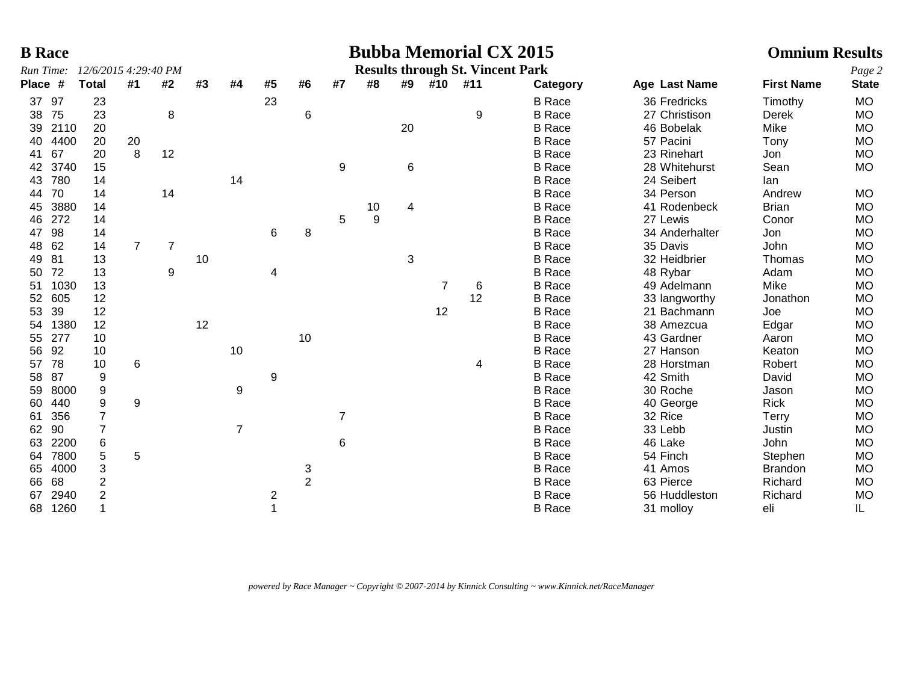**B Race** | **Bubba Memorial CX 2015** | **Omnium Results**

*Run Time: 12/6/2015 4:29:40 PM*

**Results through St. Vincent Park**

| Place | # | Total | #1 | #2 | #3 | #4 | #5 | #6 | #7 | #8 | #9 | #10 | #11 | Category | Age | Last Name | First Name | State |
|---|---|---|---|---|---|---|---|---|---|---|---|---|---|---|---|---|---|---|
| 37 | 97 | 23 | | | | | 23 | | | | | | | B Race | 36 | Fredricks | Timothy | MO |
| 38 | 75 | 23 | | 8 | | | | 6 | | | | | 9 | B Race | 27 | Christison | Derek | MO |
| 39 | 2110 | 20 | | | | | | | | | 20 | | | B Race | 46 | Bobelak | Mike | MO |
| 40 | 4400 | 20 | 20 | | | | | | | | | | | B Race | 57 | Pacini | Tony | MO |
| 41 | 67 | 20 | 8 | 12 | | | | | | | | | | B Race | 23 | Rinehart | Jon | MO |
| 42 | 3740 | 15 | | | | | | | 9 | | 6 | | | B Race | 28 | Whitehurst | Sean | MO |
| 43 | 780 | 14 | | | | 14 | | | | | | | | B Race | 24 | Seibert | Ian | |
| 44 | 70 | 14 | | 14 | | | | | | | | | | B Race | 34 | Person | Andrew | MO |
| 45 | 3880 | 14 | | | | | | | | 10 | 4 | | | B Race | 41 | Rodenbeck | Brian | MO |
| 46 | 272 | 14 | | | | | | | 5 | 9 | | | | B Race | 27 | Lewis | Conor | MO |
| 47 | 98 | 14 | | | | | 6 | 8 | | | | | | B Race | 34 | Anderhalter | Jon | MO |
| 48 | 62 | 14 | 7 | 7 | | | | | | | | | | B Race | 35 | Davis | John | MO |
| 49 | 81 | 13 | | | 10 | | | | | | 3 | | | B Race | 32 | Heidbrier | Thomas | MO |
| 50 | 72 | 13 | | 9 | | | 4 | | | | | | | B Race | 48 | Rybar | Adam | MO |
| 51 | 1030 | 13 | | | | | | | | | | 7 | 6 | B Race | 49 | Adelmann | Mike | MO |
| 52 | 605 | 12 | | | | | | | | | | | 12 | B Race | 33 | langworthy | Jonathon | MO |
| 53 | 39 | 12 | | | | | | | | | | 12 | | B Race | 21 | Bachmann | Joe | MO |
| 54 | 1380 | 12 | | | 12 | | | | | | | | | B Race | 38 | Amezcua | Edgar | MO |
| 55 | 277 | 10 | | | | | | 10 | | | | | | B Race | 43 | Gardner | Aaron | MO |
| 56 | 92 | 10 | | | | 10 | | | | | | | | B Race | 27 | Hanson | Keaton | MO |
| 57 | 78 | 10 | 6 | | | | | | | | | | 4 | B Race | 28 | Horstman | Robert | MO |
| 58 | 87 | 9 | | | | | 9 | | | | | | | B Race | 42 | Smith | David | MO |
| 59 | 8000 | 9 | | | | 9 | | | | | | | | B Race | 30 | Roche | Jason | MO |
| 60 | 440 | 9 | 9 | | | | | | | | | | | B Race | 40 | George | Rick | MO |
| 61 | 356 | 7 | | | | | | | 7 | | | | | B Race | 32 | Rice | Terry | MO |
| 62 | 90 | 7 | | | | 7 | | | | | | | | B Race | 33 | Lebb | Justin | MO |
| 63 | 2200 | 6 | | | | | | | 6 | | | | | B Race | 46 | Lake | John | MO |
| 64 | 7800 | 5 | 5 | | | | | | | | | | | B Race | 54 | Finch | Stephen | MO |
| 65 | 4000 | 3 | | | | | | 3 | | | | | | B Race | 41 | Amos | Brandon | MO |
| 66 | 68 | 2 | | | | | | 2 | | | | | | B Race | 63 | Pierce | Richard | MO |
| 67 | 2940 | 2 | | | | | 2 | | | | | | | B Race | 56 | Huddleston | Richard | MO |
| 68 | 1260 | 1 | | | | | 1 | | | | | | | B Race | 31 | molloy | eli | IL |

*powered by Race Manager ~ Copyright © 2007-2014 by Kinnick Consulting ~ www.Kinnick.net/RaceManager*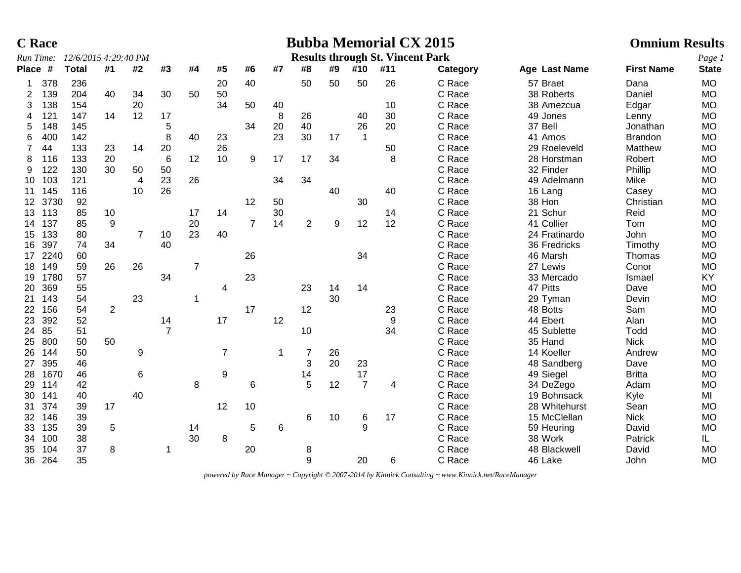**C Race** | **Bubba Memorial CX 2015** | **Omnium Results**

*Run Time: 12/6/2015 4:29:40 PM*

**Results through St. Vincent Park**

| Place | # | Total | #1 | #2 | #3 | #4 | #5 | #6 | #7 | #8 | #9 | #10 | #11 | Category | Age | Last Name | First Name | State |
|---|---|---|---|---|---|---|---|---|---|---|---|---|---|---|---|---|---|---|
| 1 | 378 | 236 | | | | | 20 | 40 | | 50 | 50 | 50 | 26 | C Race | 57 | Braet | Dana | MO |
| 2 | 139 | 204 | 40 | 34 | 30 | 50 | 50 | | | | | | | C Race | 38 | Roberts | Daniel | MO |
| 3 | 138 | 154 | | 20 | | | 34 | 50 | 40 | | | | 10 | C Race | 38 | Amezcua | Edgar | MO |
| 4 | 121 | 147 | 14 | 12 | 17 | | | | 8 | 26 | | 40 | 30 | C Race | 49 | Jones | Lenny | MO |
| 5 | 148 | 145 | | | 5 | | | 34 | 20 | 40 | | 26 | 20 | C Race | 37 | Bell | Jonathan | MO |
| 6 | 400 | 142 | | | 8 | 40 | 23 | | 23 | 30 | 17 | 1 | | C Race | 41 | Amos | Brandon | MO |
| 7 | 44 | 133 | 23 | 14 | 20 | | 26 | | | | | | 50 | C Race | 29 | Roeleveld | Matthew | MO |
| 8 | 116 | 133 | 20 | | 6 | 12 | 10 | 9 | 17 | 17 | 34 | | 8 | C Race | 28 | Horstman | Robert | MO |
| 9 | 122 | 130 | 30 | 50 | 50 | | | | | | | | | C Race | 32 | Finder | Phillip | MO |
| 10 | 103 | 121 | | 4 | 23 | 26 | | | 34 | 34 | | | | C Race | 49 | Adelmann | Mike | MO |
| 11 | 145 | 116 | | 10 | 26 | | | | | | 40 | | 40 | C Race | 16 | Lang | Casey | MO |
| 12 | 3730 | 92 | | | | | | 12 | 50 | | | 30 | | C Race | 38 | Hon | Christian | MO |
| 13 | 113 | 85 | 10 | | | 17 | 14 | | 30 | | | | 14 | C Race | 21 | Schur | Reid | MO |
| 14 | 137 | 85 | 9 | | | 20 | | 7 | 14 | 2 | 9 | 12 | 12 | C Race | 41 | Collier | Tom | MO |
| 15 | 133 | 80 | | 7 | 10 | 23 | 40 | | | | | | | C Race | 24 | Fratinardo | John | MO |
| 16 | 397 | 74 | 34 | | 40 | | | | | | | | | C Race | 36 | Fredricks | Timothy | MO |
| 17 | 2240 | 60 | | | | | | 26 | | | | 34 | | C Race | 46 | Marsh | Thomas | MO |
| 18 | 149 | 59 | 26 | 26 | | 7 | | | | | | | | C Race | 27 | Lewis | Conor | MO |
| 19 | 1780 | 57 | | | 34 | | | 23 | | | | | | C Race | 33 | Mercado | Ismael | KY |
| 20 | 369 | 55 | | | | | 4 | | | 23 | 14 | 14 | | C Race | 47 | Pitts | Dave | MO |
| 21 | 143 | 54 | | 23 | | 1 | | | | | 30 | | | C Race | 29 | Tyman | Devin | MO |
| 22 | 156 | 54 | 2 | | | | | 17 | | 12 | | | 23 | C Race | 48 | Botts | Sam | MO |
| 23 | 392 | 52 | | | 14 | | 17 | | 12 | | | | 9 | C Race | 44 | Ebert | Alan | MO |
| 24 | 85 | 51 | | | 7 | | | | | 10 | | | 34 | C Race | 45 | Sublette | Todd | MO |
| 25 | 800 | 50 | 50 | | | | | | | | | | | C Race | 35 | Hand | Nick | MO |
| 26 | 144 | 50 | | 9 | | | 7 | | 1 | 7 | 26 | | | C Race | 14 | Koeller | Andrew | MO |
| 27 | 395 | 46 | | | | | | | | 3 | 20 | 23 | | C Race | 48 | Sandberg | Dave | MO |
| 28 | 1670 | 46 | | 6 | | | 9 | | | 14 | | 17 | | C Race | 49 | Siegel | Britta | MO |
| 29 | 114 | 42 | | | | 8 | | 6 | | 5 | 12 | 7 | 4 | C Race | 34 | DeZego | Adam | MO |
| 30 | 141 | 40 | | 40 | | | | | | | | | | C Race | 19 | Bohnsack | Kyle | MI |
| 31 | 374 | 39 | 17 | | | | 12 | 10 | | | | | | C Race | 28 | Whitehurst | Sean | MO |
| 32 | 146 | 39 | | | | | | | | 6 | 10 | 6 | 17 | C Race | 15 | McClellan | Nick | MO |
| 33 | 135 | 39 | 5 | | | 14 | | 5 | 6 | | | 9 | | C Race | 59 | Heuring | David | MO |
| 34 | 100 | 38 | | | | 30 | 8 | | | | | | | C Race | 38 | Work | Patrick | IL |
| 35 | 104 | 37 | 8 | | 1 | | | 20 | | 8 | | | | C Race | 48 | Blackwell | David | MO |
| 36 | 264 | 35 | | | | | | | | 9 | | 20 | 6 | C Race | 46 | Lake | John | MO |

*powered by Race Manager ~ Copyright © 2007-2014 by Kinnick Consulting ~ www.Kinnick.net/RaceManager*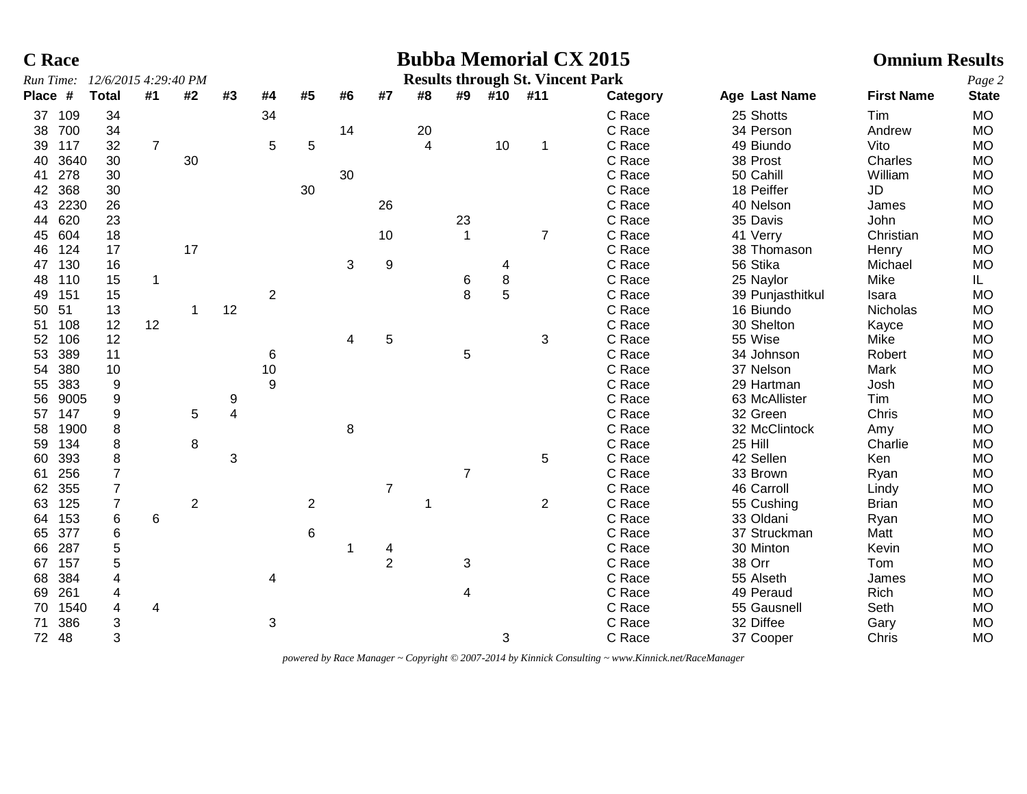# C Race

# Bubba Memorial CX 2015

## Omnium Results

*Run Time: 12/6/2015 4:29:40 PM*

**Results through St. Vincent Park**

| Place | # | Total | #1 | #2 | #3 | #4 | #5 | #6 | #7 | #8 | #9 | #10 | #11 | Category | Age | Last Name | First Name | State |
|---|---|---|---|---|---|---|---|---|---|---|---|---|---|---|---|---|---|---|
| 37 | 109 | 34 | | | | 34 | | | | | | | | C Race | 25 | Shotts | Tim | MO |
| 38 | 700 | 34 | | | | | | 14 | | 20 | | | | C Race | 34 | Person | Andrew | MO |
| 39 | 117 | 32 | 7 | | | 5 | 5 | | | 4 | | 10 | 1 | C Race | 49 | Biundo | Vito | MO |
| 40 | 3640 | 30 | | 30 | | | | | | | | | | C Race | 38 | Prost | Charles | MO |
| 41 | 278 | 30 | | | | | | 30 | | | | | | C Race | 50 | Cahill | William | MO |
| 42 | 368 | 30 | | | | | 30 | | | | | | | C Race | 18 | Peiffer | JD | MO |
| 43 | 2230 | 26 | | | | | | | 26 | | | | | C Race | 40 | Nelson | James | MO |
| 44 | 620 | 23 | | | | | | | | | 23 | | | C Race | 35 | Davis | John | MO |
| 45 | 604 | 18 | | | | | | | 10 | | 1 | | 7 | C Race | 41 | Verry | Christian | MO |
| 46 | 124 | 17 | | 17 | | | | | | | | | | C Race | 38 | Thomason | Henry | MO |
| 47 | 130 | 16 | | | | | | 3 | 9 | | | 4 | | C Race | 56 | Stika | Michael | MO |
| 48 | 110 | 15 | 1 | | | | | | | | 6 | 8 | | C Race | 25 | Naylor | Mike | IL |
| 49 | 151 | 15 | | | | 2 | | | | | 8 | 5 | | C Race | 39 | Punjasthitkul | Isara | MO |
| 50 | 51 | 13 | | 1 | 12 | | | | | | | | | C Race | 16 | Biundo | Nicholas | MO |
| 51 | 108 | 12 | 12 | | | | | | | | | | | C Race | 30 | Shelton | Kayce | MO |
| 52 | 106 | 12 | | | | | | 4 | 5 | | | | 3 | C Race | 55 | Wise | Mike | MO |
| 53 | 389 | 11 | | | | 6 | | | | | 5 | | | C Race | 34 | Johnson | Robert | MO |
| 54 | 380 | 10 | | | | 10 | | | | | | | | C Race | 37 | Nelson | Mark | MO |
| 55 | 383 | 9 | | | | 9 | | | | | | | | C Race | 29 | Hartman | Josh | MO |
| 56 | 9005 | 9 | | | 9 | | | | | | | | | C Race | 63 | McAllister | Tim | MO |
| 57 | 147 | 9 | | 5 | 4 | | | | | | | | | C Race | 32 | Green | Chris | MO |
| 58 | 1900 | 8 | | | | | | 8 | | | | | | C Race | 32 | McClintock | Amy | MO |
| 59 | 134 | 8 | | 8 | | | | | | | | | | C Race | 25 | Hill | Charlie | MO |
| 60 | 393 | 8 | | | 3 | | | | | | | | 5 | C Race | 42 | Sellen | Ken | MO |
| 61 | 256 | 7 | | | | | | | | | 7 | | | C Race | 33 | Brown | Ryan | MO |
| 62 | 355 | 7 | | | | | | | 7 | | | | | C Race | 46 | Carroll | Lindy | MO |
| 63 | 125 | 7 | | 2 | | | 2 | | | 1 | | | 2 | C Race | 55 | Cushing | Brian | MO |
| 64 | 153 | 6 | 6 | | | | | | | | | | | C Race | 33 | Oldani | Ryan | MO |
| 65 | 377 | 6 | | | | | 6 | | | | | | | C Race | 37 | Struckman | Matt | MO |
| 66 | 287 | 5 | | | | | | 1 | 4 | | | | | C Race | 30 | Minton | Kevin | MO |
| 67 | 157 | 5 | | | | | | | 2 | | 3 | | | C Race | 38 | Orr | Tom | MO |
| 68 | 384 | 4 | | | | 4 | | | | | | | | C Race | 55 | Alseth | James | MO |
| 69 | 261 | 4 | | | | | | | | | 4 | | | C Race | 49 | Peraud | Rich | MO |
| 70 | 1540 | 4 | 4 | | | | | | | | | | | C Race | 55 | Gausnell | Seth | MO |
| 71 | 386 | 3 | | | | 3 | | | | | | | | C Race | 32 | Diffee | Gary | MO |
| 72 | 48 | 3 | | | | | | | | | | 3 | | C Race | 37 | Cooper | Chris | MO |

*powered by Race Manager ~ Copyright © 2007-2014 by Kinnick Consulting ~ www.Kinnick.net/RaceManager*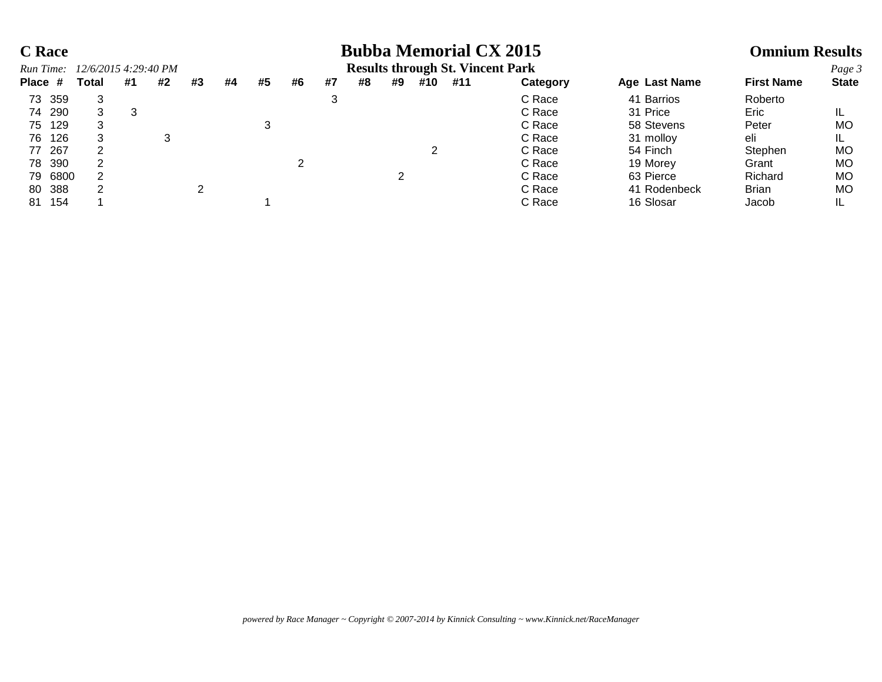**C Race** — **Bubba Memorial CX 2015** — **Omnium Results**

*Run Time: 12/6/2015 4:29:40 PM*

**Results through St. Vincent Park**

| Place | # | Total | #1 | #2 | #3 | #4 | #5 | #6 | #7 | #8 | #9 | #10 | #11 | Category | Age | Last Name | First Name | State |
|---|---|---|---|---|---|---|---|---|---|---|---|---|---|---|---|---|---|---|
| 73 | 359 | 3 | | | | | | | 3 | | | | | C Race | 41 | Barrios | Roberto | |
| 74 | 290 | 3 | 3 | | | | | | | | | | | C Race | 31 | Price | Eric | IL |
| 75 | 129 | 3 | | | | | 3 | | | | | | | C Race | 58 | Stevens | Peter | MO |
| 76 | 126 | 3 | | 3 | | | | | | | | | | C Race | 31 | molloy | eli | IL |
| 77 | 267 | 2 | | | | | | | | | | 2 | | C Race | 54 | Finch | Stephen | MO |
| 78 | 390 | 2 | | | | | | 2 | | | | | | C Race | 19 | Morey | Grant | MO |
| 79 | 6800 | 2 | | | | | | | | | 2 | | | C Race | 63 | Pierce | Richard | MO |
| 80 | 388 | 2 | | | 2 | | | | | | | | | C Race | 41 | Rodenbeck | Brian | MO |
| 81 | 154 | 1 | | | | | 1 | | | | | | | C Race | 16 | Slosar | Jacob | IL |

*powered by Race Manager ~ Copyright © 2007-2014 by Kinnick Consulting ~ www.Kinnick.net/RaceManager*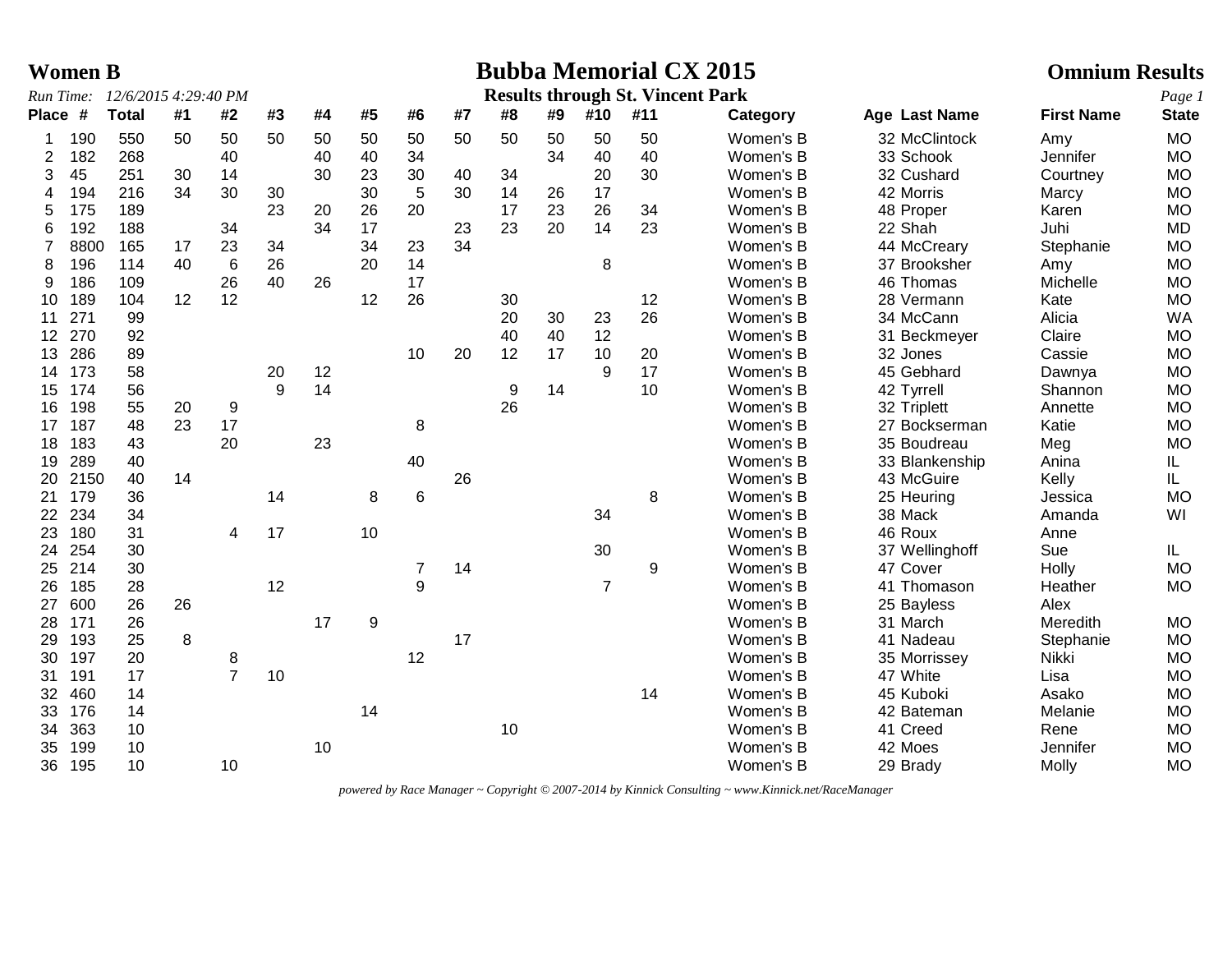# Women B

## Bubba Memorial CX 2015

## Omnium Results

*Run Time: 12/6/2015 4:29:40 PM*

**Results through St. Vincent Park**

| Place | # | Total | #1 | #2 | #3 | #4 | #5 | #6 | #7 | #8 | #9 | #10 | #11 | Category | Age | Last Name | First Name | State |
|---|---|---|---|---|---|---|---|---|---|---|---|---|---|---|---|---|---|---|
| 1 | 190 | 550 | 50 | 50 | 50 | 50 | 50 | 50 | 50 | 50 | 50 | 50 | 50 | Women's B | 32 | McClintock | Amy | MO |
| 2 | 182 | 268 | | 40 | | 40 | 40 | 34 | | | 34 | 40 | 40 | Women's B | 33 | Schook | Jennifer | MO |
| 3 | 45 | 251 | 30 | 14 | | 30 | 23 | 30 | 40 | 34 | | 20 | 30 | Women's B | 32 | Cushard | Courtney | MO |
| 4 | 194 | 216 | 34 | 30 | 30 | | 30 | 5 | 30 | 14 | 26 | 17 | | Women's B | 42 | Morris | Marcy | MO |
| 5 | 175 | 189 | | | 23 | 20 | 26 | 20 | | 17 | 23 | 26 | 34 | Women's B | 48 | Proper | Karen | MO |
| 6 | 192 | 188 | | 34 | | 34 | 17 | | 23 | 23 | 20 | 14 | 23 | Women's B | 22 | Shah | Juhi | MD |
| 7 | 8800 | 165 | 17 | 23 | 34 | | 34 | 23 | 34 | | | | | Women's B | 44 | McCreary | Stephanie | MO |
| 8 | 196 | 114 | 40 | 6 | 26 | | 20 | 14 | | | | 8 | | Women's B | 37 | Brooksher | Amy | MO |
| 9 | 186 | 109 | | 26 | 40 | 26 | | 17 | | | | | | Women's B | 46 | Thomas | Michelle | MO |
| 10 | 189 | 104 | 12 | 12 | | | 12 | 26 | | 30 | | | 12 | Women's B | 28 | Vermann | Kate | MO |
| 11 | 271 | 99 | | | | | | | | 20 | 30 | 23 | 26 | Women's B | 34 | McCann | Alicia | WA |
| 12 | 270 | 92 | | | | | | | | 40 | 40 | 12 | | Women's B | 31 | Beckmeyer | Claire | MO |
| 13 | 286 | 89 | | | | | | 10 | 20 | 12 | 17 | 10 | 20 | Women's B | 32 | Jones | Cassie | MO |
| 14 | 173 | 58 | | | 20 | 12 | | | | | | 9 | 17 | Women's B | 45 | Gebhard | Dawnya | MO |
| 15 | 174 | 56 | | | 9 | 14 | | | | 9 | 14 | | 10 | Women's B | 42 | Tyrrell | Shannon | MO |
| 16 | 198 | 55 | 20 | 9 | | | | | | 26 | | | | Women's B | 32 | Triplett | Annette | MO |
| 17 | 187 | 48 | 23 | 17 | | | | 8 | | | | | | Women's B | 27 | Bockserman | Katie | MO |
| 18 | 183 | 43 | | 20 | | 23 | | | | | | | | Women's B | 35 | Boudreau | Meg | MO |
| 19 | 289 | 40 | | | | | | 40 | | | | | | Women's B | 33 | Blankenship | Anina | IL |
| 20 | 2150 | 40 | 14 | | | | | | 26 | | | | | Women's B | 43 | McGuire | Kelly | IL |
| 21 | 179 | 36 | | | 14 | | 8 | 6 | | | | | 8 | Women's B | 25 | Heuring | Jessica | MO |
| 22 | 234 | 34 | | | | | | | | | | 34 | | Women's B | 38 | Mack | Amanda | WI |
| 23 | 180 | 31 | | 4 | 17 | | 10 | | | | | | | Women's B | 46 | Roux | Anne | |
| 24 | 254 | 30 | | | | | | | | | | 30 | | Women's B | 37 | Wellinghoff | Sue | IL |
| 25 | 214 | 30 | | | | | | 7 | 14 | | | | 9 | Women's B | 47 | Cover | Holly | MO |
| 26 | 185 | 28 | | | 12 | | | 9 | | | | 7 | | Women's B | 41 | Thomason | Heather | MO |
| 27 | 600 | 26 | 26 | | | | | | | | | | | Women's B | 25 | Bayless | Alex | |
| 28 | 171 | 26 | | | | 17 | 9 | | | | | | | Women's B | 31 | March | Meredith | MO |
| 29 | 193 | 25 | 8 | | | | | | 17 | | | | | Women's B | 41 | Nadeau | Stephanie | MO |
| 30 | 197 | 20 | | 8 | | | | 12 | | | | | | Women's B | 35 | Morrissey | Nikki | MO |
| 31 | 191 | 17 | | 7 | 10 | | | | | | | | | Women's B | 47 | White | Lisa | MO |
| 32 | 460 | 14 | | | | | | | | | | | 14 | Women's B | 45 | Kuboki | Asako | MO |
| 33 | 176 | 14 | | | | | 14 | | | | | | | Women's B | 42 | Bateman | Melanie | MO |
| 34 | 363 | 10 | | | | | | | | 10 | | | | Women's B | 41 | Creed | Rene | MO |
| 35 | 199 | 10 | | | | 10 | | | | | | | | Women's B | 42 | Moes | Jennifer | MO |
| 36 | 195 | 10 | | 10 | | | | | | | | | | Women's B | 29 | Brady | Molly | MO |

*powered by Race Manager ~ Copyright © 2007-2014 by Kinnick Consulting ~ www.Kinnick.net/RaceManager*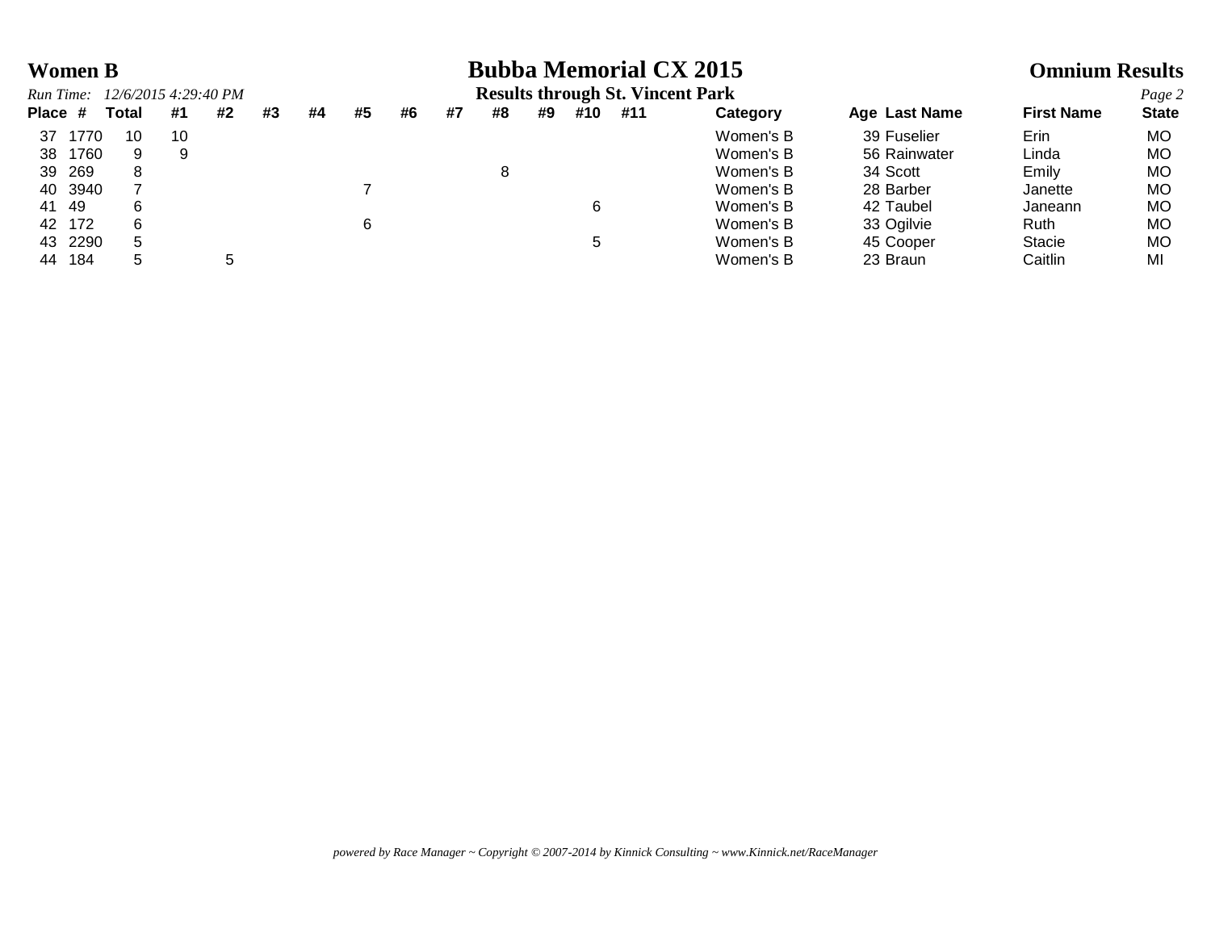**Women B**

# Bubba Memorial CX 2015

**Omnium Results**

*Run Time: 12/6/2015 4:29:40 PM*

**Results through St. Vincent Park**

| Place | # | Total | #1 | #2 | #3 | #4 | #5 | #6 | #7 | #8 | #9 | #10 | #11 | Category | Age | Last Name | First Name | State |
|---|---|---|---|---|---|---|---|---|---|---|---|---|---|---|---|---|---|---|
| 37 | 1770 | 10 | 10 | | | | | | | | | | | Women's B | 39 | Fuselier | Erin | MO |
| 38 | 1760 | 9 | 9 | | | | | | | | | | | Women's B | 56 | Rainwater | Linda | MO |
| 39 | 269 | 8 | | | | | | | | 8 | | | | Women's B | 34 | Scott | Emily | MO |
| 40 | 3940 | 7 | | | | | 7 | | | | | | | Women's B | 28 | Barber | Janette | MO |
| 41 | 49 | 6 | | | | | | | | | | 6 | | Women's B | 42 | Taubel | Janeann | MO |
| 42 | 172 | 6 | | | | | 6 | | | | | | | Women's B | 33 | Ogilvie | Ruth | MO |
| 43 | 2290 | 5 | | | | | | | | | | 5 | | Women's B | 45 | Cooper | Stacie | MO |
| 44 | 184 | 5 | | 5 | | | | | | | | | | Women's B | 23 | Braun | Caitlin | MI |

*powered by Race Manager ~ Copyright © 2007-2014 by Kinnick Consulting ~ www.Kinnick.net/RaceManager*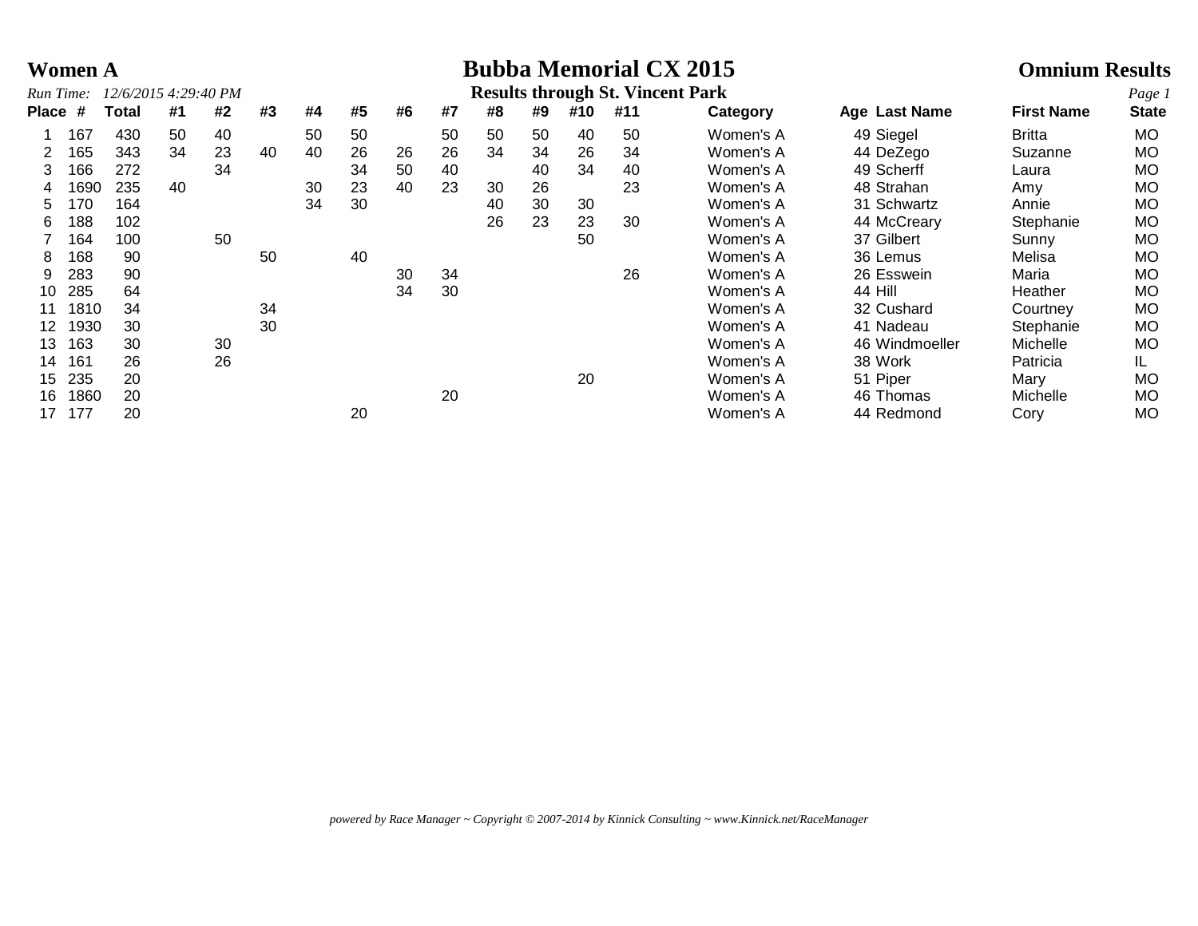# Women A

## Bubba Memorial CX 2015

## Omnium Results

*Run Time: 12/6/2015 4:29:40 PM*

**Results through St. Vincent Park**

| Place | # | Total | #1 | #2 | #3 | #4 | #5 | #6 | #7 | #8 | #9 | #10 | #11 | Category | Age | Last Name | First Name | State |
|---|---|---|---|---|---|---|---|---|---|---|---|---|---|---|---|---|---|---|
| 1 | 167 | 430 | 50 | 40 | | 50 | 50 | | 50 | 50 | 50 | 40 | 50 | Women's A | 49 | Siegel | Britta | MO |
| 2 | 165 | 343 | 34 | 23 | 40 | 40 | 26 | 26 | 26 | 34 | 34 | 26 | 34 | Women's A | 44 | DeZego | Suzanne | MO |
| 3 | 166 | 272 | | 34 | | | 34 | 50 | 40 | | 40 | 34 | 40 | Women's A | 49 | Scherff | Laura | MO |
| 4 | 1690 | 235 | 40 | | | 30 | 23 | 40 | 23 | 30 | 26 | | 23 | Women's A | 48 | Strahan | Amy | MO |
| 5 | 170 | 164 | | | | 34 | 30 | | | 40 | 30 | 30 | | Women's A | 31 | Schwartz | Annie | MO |
| 6 | 188 | 102 | | | | | | | | 26 | 23 | 23 | 30 | Women's A | 44 | McCreary | Stephanie | MO |
| 7 | 164 | 100 | | 50 | | | | | | | | 50 | | Women's A | 37 | Gilbert | Sunny | MO |
| 8 | 168 | 90 | | | 50 | | 40 | | | | | | | Women's A | 36 | Lemus | Melisa | MO |
| 9 | 283 | 90 | | | | | | 30 | 34 | | | | 26 | Women's A | 26 | Esswein | Maria | MO |
| 10 | 285 | 64 | | | | | | 34 | 30 | | | | | Women's A | 44 | Hill | Heather | MO |
| 11 | 1810 | 34 | | | 34 | | | | | | | | | Women's A | 32 | Cushard | Courtney | MO |
| 12 | 1930 | 30 | | | 30 | | | | | | | | | Women's A | 41 | Nadeau | Stephanie | MO |
| 13 | 163 | 30 | | 30 | | | | | | | | | | Women's A | 46 | Windmoeller | Michelle | MO |
| 14 | 161 | 26 | | 26 | | | | | | | | | | Women's A | 38 | Work | Patricia | IL |
| 15 | 235 | 20 | | | | | | | | | | 20 | | Women's A | 51 | Piper | Mary | MO |
| 16 | 1860 | 20 | | | | | | | 20 | | | | | Women's A | 46 | Thomas | Michelle | MO |
| 17 | 177 | 20 | | | | | 20 | | | | | | | Women's A | 44 | Redmond | Cory | MO |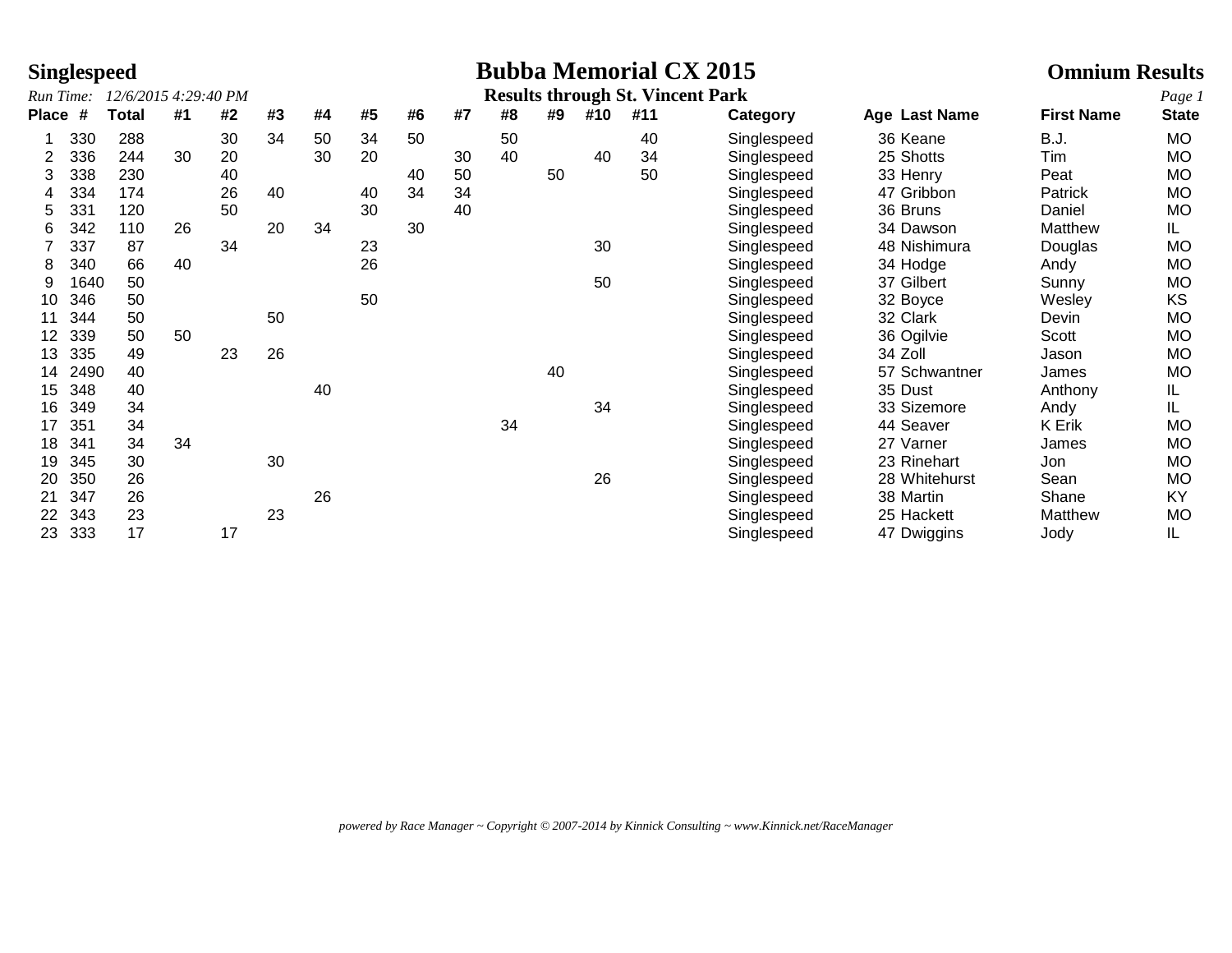# Singlespeed

# Bubba Memorial CX 2015

## Omnium Results

*Run Time: 12/6/2015 4:29:40 PM*

**Results through St. Vincent Park**

| Place | # | Total | #1 | #2 | #3 | #4 | #5 | #6 | #7 | #8 | #9 | #10 | #11 | Category | Age | Last Name | First Name | State |
|---|---|---|---|---|---|---|---|---|---|---|---|---|---|---|---|---|---|---|
| 1 | 330 | 288 | | 30 | 34 | 50 | 34 | 50 | | 50 | | | 40 | Singlespeed | 36 | Keane | B.J. | MO |
| 2 | 336 | 244 | 30 | 20 | | 30 | 20 | | 30 | 40 | | 40 | 34 | Singlespeed | 25 | Shotts | Tim | MO |
| 3 | 338 | 230 | | 40 | | | | 40 | 50 | | 50 | | 50 | Singlespeed | 33 | Henry | Peat | MO |
| 4 | 334 | 174 | | 26 | 40 | | 40 | 34 | 34 | | | | | Singlespeed | 47 | Gribbon | Patrick | MO |
| 5 | 331 | 120 | | 50 | | | 30 | | 40 | | | | | Singlespeed | 36 | Bruns | Daniel | MO |
| 6 | 342 | 110 | 26 | | 20 | 34 | | 30 | | | | | | Singlespeed | 34 | Dawson | Matthew | IL |
| 7 | 337 | 87 | | 34 | | | 23 | | | | | 30 | | Singlespeed | 48 | Nishimura | Douglas | MO |
| 8 | 340 | 66 | 40 | | | | 26 | | | | | | | Singlespeed | 34 | Hodge | Andy | MO |
| 9 | 1640 | 50 | | | | | | | | | | 50 | | Singlespeed | 37 | Gilbert | Sunny | MO |
| 10 | 346 | 50 | | | | | 50 | | | | | | | Singlespeed | 32 | Boyce | Wesley | KS |
| 11 | 344 | 50 | | | 50 | | | | | | | | | Singlespeed | 32 | Clark | Devin | MO |
| 12 | 339 | 50 | 50 | | | | | | | | | | | Singlespeed | 36 | Ogilvie | Scott | MO |
| 13 | 335 | 49 | | 23 | 26 | | | | | | | | | Singlespeed | 34 | Zoll | Jason | MO |
| 14 | 2490 | 40 | | | | | | | | | 40 | | | Singlespeed | 57 | Schwantner | James | MO |
| 15 | 348 | 40 | | | | 40 | | | | | | | | Singlespeed | 35 | Dust | Anthony | IL |
| 16 | 349 | 34 | | | | | | | | | | 34 | | Singlespeed | 33 | Sizemore | Andy | IL |
| 17 | 351 | 34 | | | | | | | | 34 | | | | Singlespeed | 44 | Seaver | K Erik | MO |
| 18 | 341 | 34 | 34 | | | | | | | | | | | Singlespeed | 27 | Varner | James | MO |
| 19 | 345 | 30 | | | 30 | | | | | | | | | Singlespeed | 23 | Rinehart | Jon | MO |
| 20 | 350 | 26 | | | | | | | | | | 26 | | Singlespeed | 28 | Whitehurst | Sean | MO |
| 21 | 347 | 26 | | | | 26 | | | | | | | | Singlespeed | 38 | Martin | Shane | KY |
| 22 | 343 | 23 | | | 23 | | | | | | | | | Singlespeed | 25 | Hackett | Matthew | MO |
| 23 | 333 | 17 | | 17 | | | | | | | | | | Singlespeed | 47 | Dwiggins | Jody | IL |

*powered by Race Manager ~ Copyright © 2007-2014 by Kinnick Consulting ~ www.Kinnick.net/RaceManager*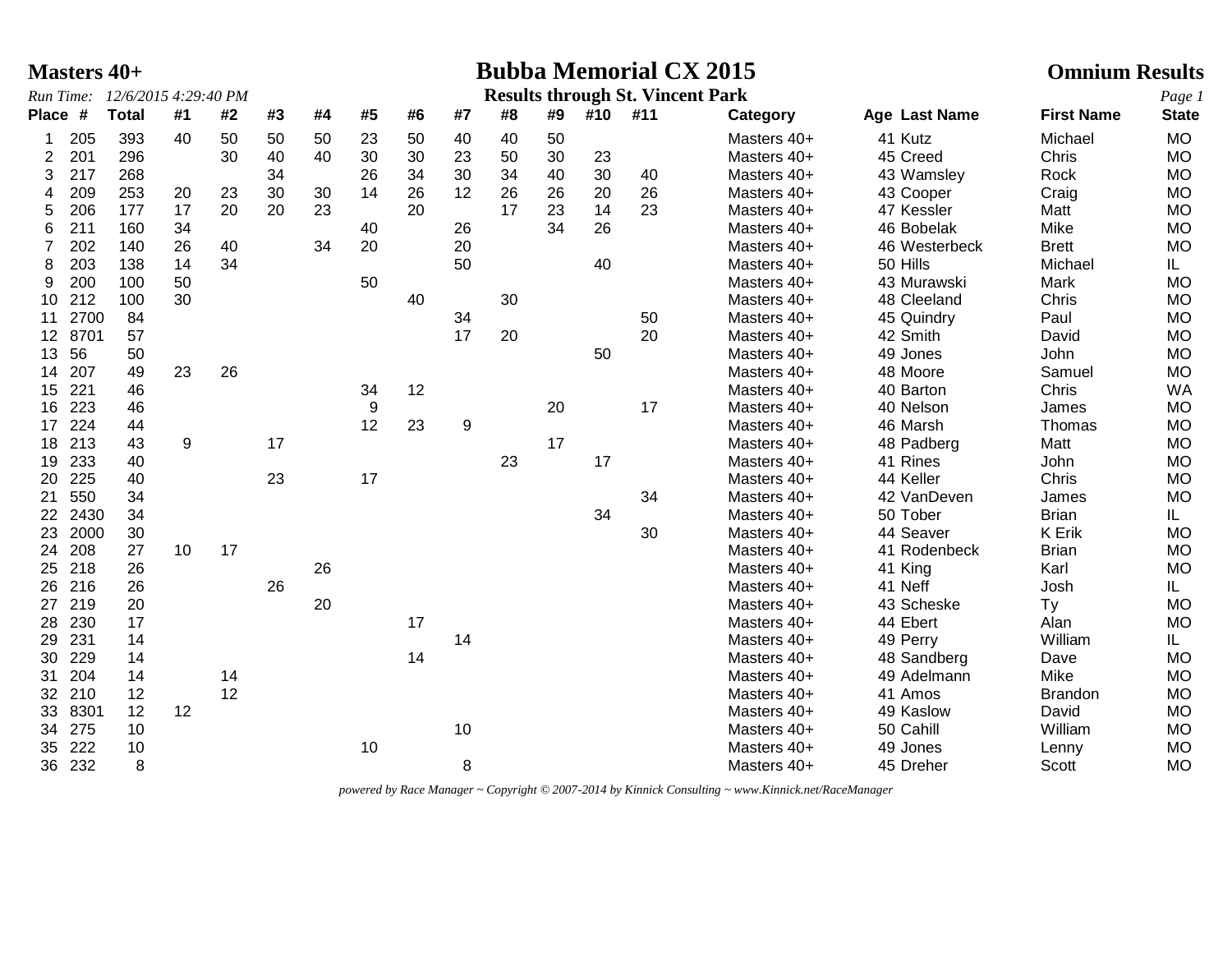**Masters 40+** | **Bubba Memorial CX 2015** | **Omnium Results**

*Run Time: 12/6/2015 4:29:40 PM*

**Results through St. Vincent Park**

| Place | # | Total | #1 | #2 | #3 | #4 | #5 | #6 | #7 | #8 | #9 | #10 | #11 | Category | Age | Last Name | First Name | State |
|---|---|---|---|---|---|---|---|---|---|---|---|---|---|---|---|---|---|---|
| 1 | 205 | 393 | 40 | 50 | 50 | 50 | 23 | 50 | 40 | 40 | 50 | | | Masters 40+ | 41 | Kutz | Michael | MO |
| 2 | 201 | 296 | | 30 | 40 | 40 | 30 | 30 | 23 | 50 | 30 | 23 | | Masters 40+ | 45 | Creed | Chris | MO |
| 3 | 217 | 268 | | | 34 | | 26 | 34 | 30 | 34 | 40 | 30 | 40 | Masters 40+ | 43 | Wamsley | Rock | MO |
| 4 | 209 | 253 | 20 | 23 | 30 | 30 | 14 | 26 | 12 | 26 | 26 | 20 | 26 | Masters 40+ | 43 | Cooper | Craig | MO |
| 5 | 206 | 177 | 17 | 20 | 20 | 23 | | 20 | | 17 | 23 | 14 | 23 | Masters 40+ | 47 | Kessler | Matt | MO |
| 6 | 211 | 160 | 34 | | | | 40 | | 26 | | 34 | 26 | | Masters 40+ | 46 | Bobelak | Mike | MO |
| 7 | 202 | 140 | 26 | 40 | | 34 | 20 | | 20 | | | | | Masters 40+ | 46 | Westerbeck | Brett | MO |
| 8 | 203 | 138 | 14 | 34 | | | | | 50 | | | 40 | | Masters 40+ | 50 | Hills | Michael | IL |
| 9 | 200 | 100 | 50 | | | | 50 | | | | | | | Masters 40+ | 43 | Murawski | Mark | MO |
| 10 | 212 | 100 | 30 | | | | | 40 | | 30 | | | | Masters 40+ | 48 | Cleeland | Chris | MO |
| 11 | 2700 | 84 | | | | | | | 34 | | | | 50 | Masters 40+ | 45 | Quindry | Paul | MO |
| 12 | 8701 | 57 | | | | | | | 17 | 20 | | | 20 | Masters 40+ | 42 | Smith | David | MO |
| 13 | 56 | 50 | | | | | | | | | | 50 | | Masters 40+ | 49 | Jones | John | MO |
| 14 | 207 | 49 | 23 | 26 | | | | | | | | | | Masters 40+ | 48 | Moore | Samuel | MO |
| 15 | 221 | 46 | | | | | 34 | 12 | | | | | | Masters 40+ | 40 | Barton | Chris | WA |
| 16 | 223 | 46 | | | | | 9 | | | | 20 | | 17 | Masters 40+ | 40 | Nelson | James | MO |
| 17 | 224 | 44 | | | | | 12 | 23 | 9 | | | | | Masters 40+ | 46 | Marsh | Thomas | MO |
| 18 | 213 | 43 | 9 | | 17 | | | | | | 17 | | | Masters 40+ | 48 | Padberg | Matt | MO |
| 19 | 233 | 40 | | | | | | | | 23 | | 17 | | Masters 40+ | 41 | Rines | John | MO |
| 20 | 225 | 40 | | | 23 | | 17 | | | | | | | Masters 40+ | 44 | Keller | Chris | MO |
| 21 | 550 | 34 | | | | | | | | | | | 34 | Masters 40+ | 42 | VanDeven | James | MO |
| 22 | 2430 | 34 | | | | | | | | | | 34 | | Masters 40+ | 50 | Tober | Brian | IL |
| 23 | 2000 | 30 | | | | | | | | | | | 30 | Masters 40+ | 44 | Seaver | K Erik | MO |
| 24 | 208 | 27 | 10 | 17 | | | | | | | | | | Masters 40+ | 41 | Rodenbeck | Brian | MO |
| 25 | 218 | 26 | | | | 26 | | | | | | | | Masters 40+ | 41 | King | Karl | MO |
| 26 | 216 | 26 | | | 26 | | | | | | | | | Masters 40+ | 41 | Neff | Josh | IL |
| 27 | 219 | 20 | | | | 20 | | | | | | | | Masters 40+ | 43 | Scheske | Ty | MO |
| 28 | 230 | 17 | | | | | | 17 | | | | | | Masters 40+ | 44 | Ebert | Alan | MO |
| 29 | 231 | 14 | | | | | | | 14 | | | | | Masters 40+ | 49 | Perry | William | IL |
| 30 | 229 | 14 | | | | | | 14 | | | | | | Masters 40+ | 48 | Sandberg | Dave | MO |
| 31 | 204 | 14 | | 14 | | | | | | | | | | Masters 40+ | 49 | Adelmann | Mike | MO |
| 32 | 210 | 12 | | 12 | | | | | | | | | | Masters 40+ | 41 | Amos | Brandon | MO |
| 33 | 8301 | 12 | 12 | | | | | | | | | | | Masters 40+ | 49 | Kaslow | David | MO |
| 34 | 275 | 10 | | | | | | | 10 | | | | | Masters 40+ | 50 | Cahill | William | MO |
| 35 | 222 | 10 | | | | | 10 | | | | | | | Masters 40+ | 49 | Jones | Lenny | MO |
| 36 | 232 | 8 | | | | | | | 8 | | | | | Masters 40+ | 45 | Dreher | Scott | MO |

*powered by Race Manager ~ Copyright © 2007-2014 by Kinnick Consulting ~ www.Kinnick.net/RaceManager*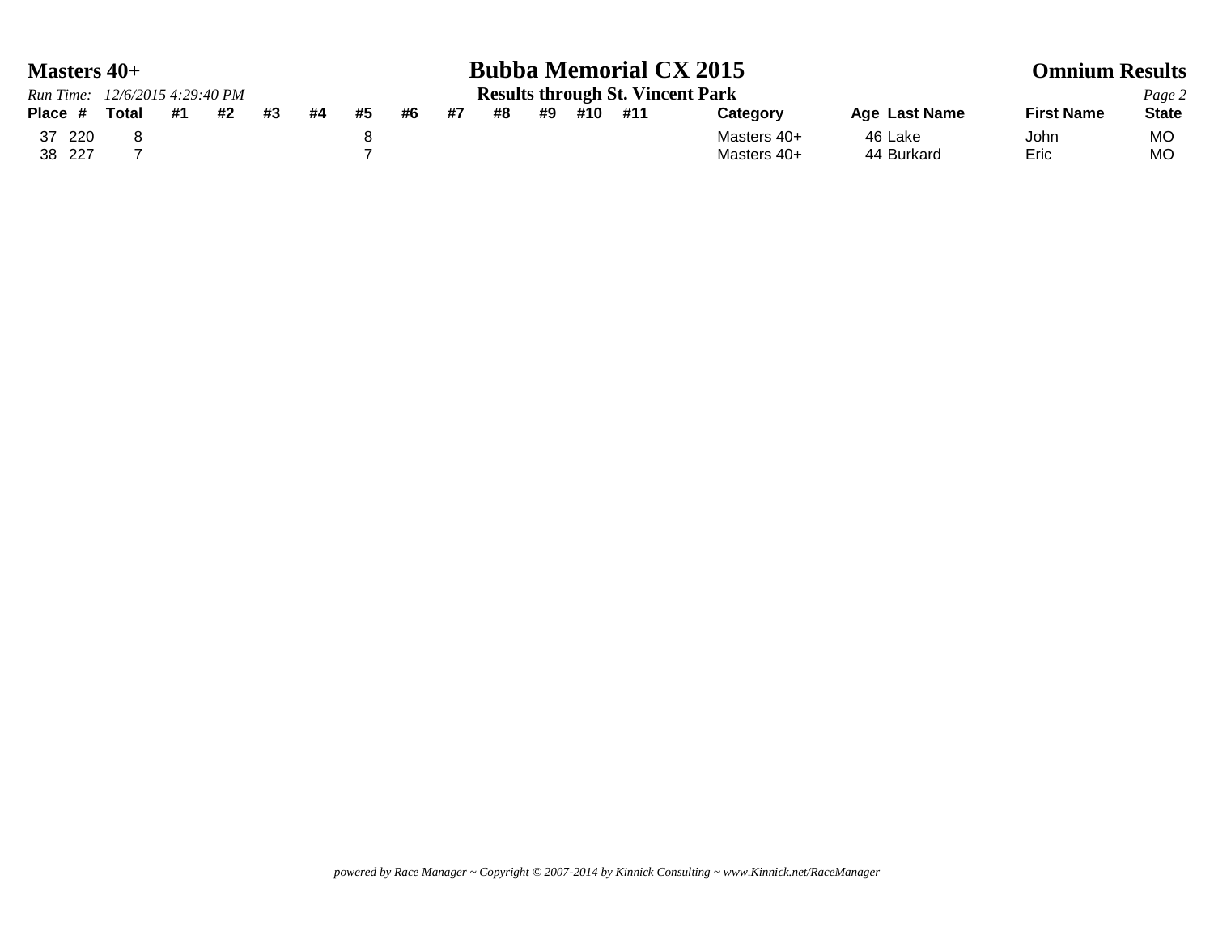**Masters 40+**

# Bubba Memorial CX 2015

**Omnium Results**

*Run Time: 12/6/2015 4:29:40 PM*

**Results through St. Vincent Park**

| Place | # | Total | #1 | #2 | #3 | #4 | #5 | #6 | #7 | #8 | #9 | #10 | #11 | Category | Age | Last Name | First Name | State |
|---|---|---|---|---|---|---|---|---|---|---|---|---|---|---|---|---|---|---|
| 37 | 220 | 8 | | | | | 8 | | | | | | | Masters 40+ | 46 | Lake | John | MO |
| 38 | 227 | 7 | | | | | 7 | | | | | | | Masters 40+ | 44 | Burkard | Eric | MO |

*powered by Race Manager ~ Copyright © 2007-2014 by Kinnick Consulting ~ www.Kinnick.net/RaceManager*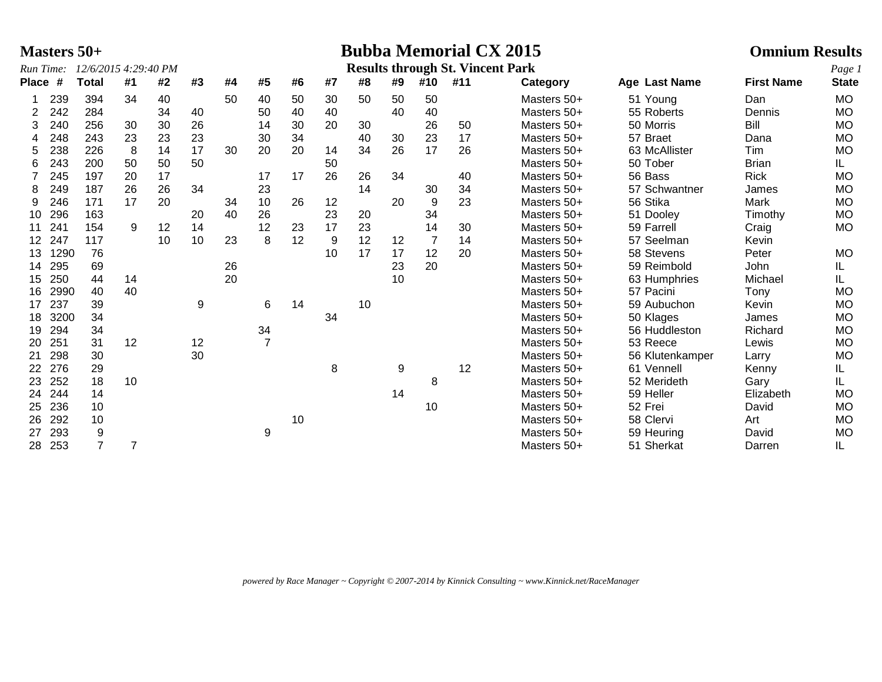# Masters 50+ — Bubba Memorial CX 2015 — Omnium Results

*Run Time: 12/6/2015 4:29:40 PM*

**Results through St. Vincent Park**

| Place | # | Total | #1 | #2 | #3 | #4 | #5 | #6 | #7 | #8 | #9 | #10 | #11 | Category | Age | Last Name | First Name | State |
|---|---|---|---|---|---|---|---|---|---|---|---|---|---|---|---|---|---|---|
| 1 | 239 | 394 | 34 | 40 | | 50 | 40 | 50 | 30 | 50 | 50 | 50 | | Masters 50+ | 51 | Young | Dan | MO |
| 2 | 242 | 284 | | 34 | 40 | | 50 | 40 | 40 | | 40 | 40 | | Masters 50+ | 55 | Roberts | Dennis | MO |
| 3 | 240 | 256 | 30 | 30 | 26 | | 14 | 30 | 20 | 30 | | 26 | 50 | Masters 50+ | 50 | Morris | Bill | MO |
| 4 | 248 | 243 | 23 | 23 | 23 | | 30 | 34 | | 40 | 30 | 23 | 17 | Masters 50+ | 57 | Braet | Dana | MO |
| 5 | 238 | 226 | 8 | 14 | 17 | 30 | 20 | 20 | 14 | 34 | 26 | 17 | 26 | Masters 50+ | 63 | McAllister | Tim | MO |
| 6 | 243 | 200 | 50 | 50 | 50 | | | | 50 | | | | | Masters 50+ | 50 | Tober | Brian | IL |
| 7 | 245 | 197 | 20 | 17 | | | 17 | 17 | 26 | 26 | 34 | | 40 | Masters 50+ | 56 | Bass | Rick | MO |
| 8 | 249 | 187 | 26 | 26 | 34 | | 23 | | | 14 | | 30 | 34 | Masters 50+ | 57 | Schwantner | James | MO |
| 9 | 246 | 171 | 17 | 20 | | 34 | 10 | 26 | 12 | | 20 | 9 | 23 | Masters 50+ | 56 | Stika | Mark | MO |
| 10 | 296 | 163 | | | 20 | 40 | 26 | | 23 | 20 | | 34 | | Masters 50+ | 51 | Dooley | Timothy | MO |
| 11 | 241 | 154 | 9 | 12 | 14 | | 12 | 23 | 17 | 23 | | 14 | 30 | Masters 50+ | 59 | Farrell | Craig | MO |
| 12 | 247 | 117 | | 10 | 10 | 23 | 8 | 12 | 9 | 12 | 12 | 7 | 14 | Masters 50+ | 57 | Seelman | Kevin | |
| 13 | 1290 | 76 | | | | | | | 10 | 17 | 17 | 12 | 20 | Masters 50+ | 58 | Stevens | Peter | MO |
| 14 | 295 | 69 | | | | 26 | | | | | 23 | 20 | | Masters 50+ | 59 | Reimbold | John | IL |
| 15 | 250 | 44 | 14 | | | 20 | | | | | 10 | | | Masters 50+ | 63 | Humphries | Michael | IL |
| 16 | 2990 | 40 | 40 | | | | | | | | | | | Masters 50+ | 57 | Pacini | Tony | MO |
| 17 | 237 | 39 | | | 9 | | 6 | 14 | | 10 | | | | Masters 50+ | 59 | Aubuchon | Kevin | MO |
| 18 | 3200 | 34 | | | | | | | 34 | | | | | Masters 50+ | 50 | Klages | James | MO |
| 19 | 294 | 34 | | | | | 34 | | | | | | | Masters 50+ | 56 | Huddleston | Richard | MO |
| 20 | 251 | 31 | 12 | | 12 | | 7 | | | | | | | Masters 50+ | 53 | Reece | Lewis | MO |
| 21 | 298 | 30 | | | 30 | | | | | | | | | Masters 50+ | 56 | Klutenkamper | Larry | MO |
| 22 | 276 | 29 | | | | | | | 8 | | 9 | | 12 | Masters 50+ | 61 | Vennell | Kenny | IL |
| 23 | 252 | 18 | 10 | | | | | | | | | 8 | | Masters 50+ | 52 | Merideth | Gary | IL |
| 24 | 244 | 14 | | | | | | | | | 14 | | | Masters 50+ | 59 | Heller | Elizabeth | MO |
| 25 | 236 | 10 | | | | | | | | | | 10 | | Masters 50+ | 52 | Frei | David | MO |
| 26 | 292 | 10 | | | | | | 10 | | | | | | Masters 50+ | 58 | Clervi | Art | MO |
| 27 | 293 | 9 | | | | | 9 | | | | | | | Masters 50+ | 59 | Heuring | David | MO |
| 28 | 253 | 7 | 7 | | | | | | | | | | | Masters 50+ | 51 | Sherkat | Darren | IL |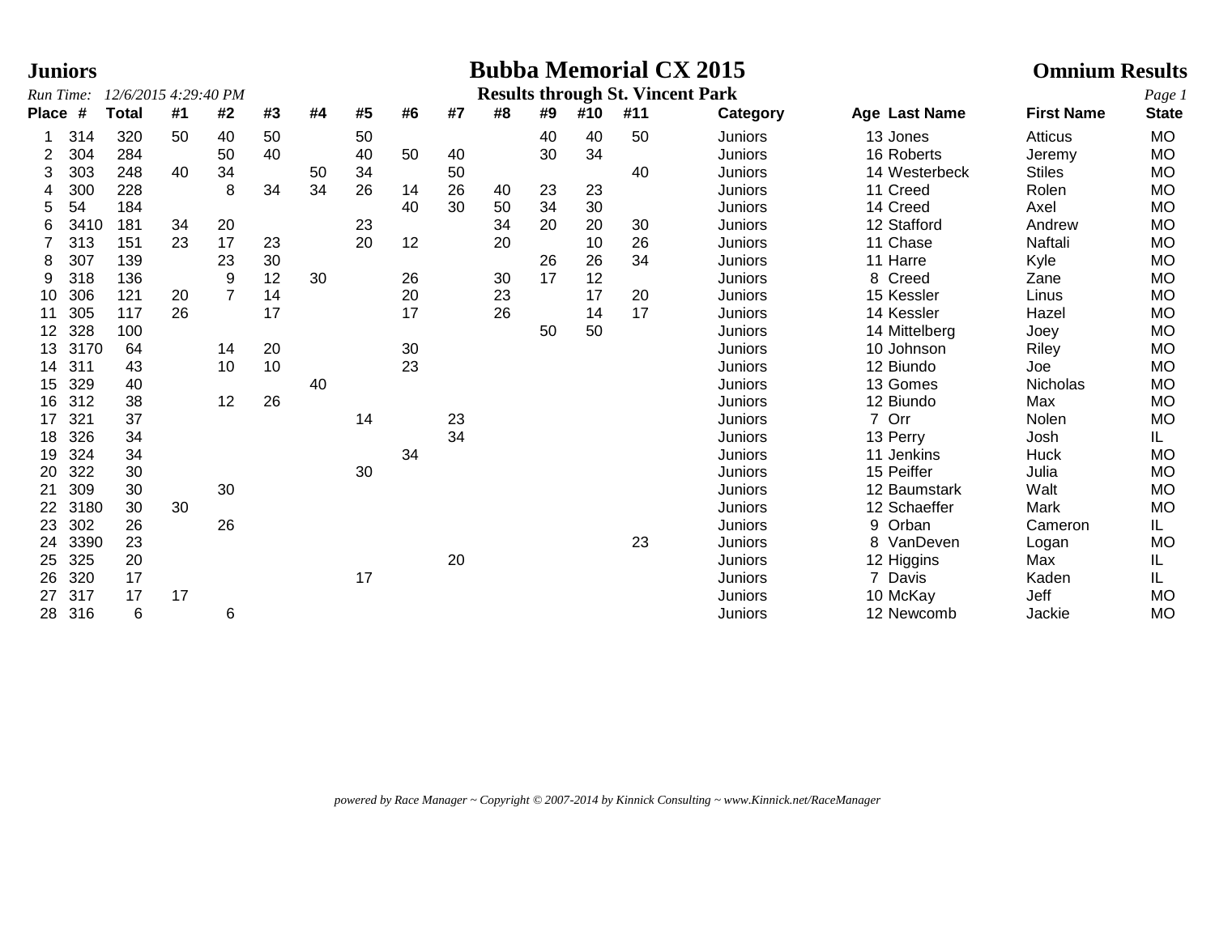**Juniors** | **Bubba Memorial CX 2015** | **Omnium Results**

*Run Time: 12/6/2015 4:29:40 PM*

**Results through St. Vincent Park**

| Place | # | Total | #1 | #2 | #3 | #4 | #5 | #6 | #7 | #8 | #9 | #10 | #11 | Category | Age | Last Name | First Name | State |
|---|---|---|---|---|---|---|---|---|---|---|---|---|---|---|---|---|---|---|
| 1 | 314 | 320 | 50 | 40 | 50 | | 50 | | | | 40 | 40 | 50 | Juniors | 13 | Jones | Atticus | MO |
| 2 | 304 | 284 | | 50 | 40 | | 40 | 50 | 40 | | 30 | 34 | | Juniors | 16 | Roberts | Jeremy | MO |
| 3 | 303 | 248 | 40 | 34 | | 50 | 34 | | 50 | | | | 40 | Juniors | 14 | Westerbeck | Stiles | MO |
| 4 | 300 | 228 | | 8 | 34 | 34 | 26 | 14 | 26 | 40 | 23 | 23 | | Juniors | 11 | Creed | Rolen | MO |
| 5 | 54 | 184 | | | | | | 40 | 30 | 50 | 34 | 30 | | Juniors | 14 | Creed | Axel | MO |
| 6 | 3410 | 181 | 34 | 20 | | | 23 | | | 34 | 20 | 20 | 30 | Juniors | 12 | Stafford | Andrew | MO |
| 7 | 313 | 151 | 23 | 17 | 23 | | 20 | 12 | | 20 | | 10 | 26 | Juniors | 11 | Chase | Naftali | MO |
| 8 | 307 | 139 | | 23 | 30 | | | | | | 26 | 26 | 34 | Juniors | 11 | Harre | Kyle | MO |
| 9 | 318 | 136 | | 9 | 12 | 30 | | 26 | | 30 | 17 | 12 | | Juniors | 8 | Creed | Zane | MO |
| 10 | 306 | 121 | 20 | 7 | 14 | | | 20 | | 23 | | 17 | 20 | Juniors | 15 | Kessler | Linus | MO |
| 11 | 305 | 117 | 26 | | 17 | | | 17 | | 26 | | 14 | 17 | Juniors | 14 | Kessler | Hazel | MO |
| 12 | 328 | 100 | | | | | | | | | 50 | 50 | | Juniors | 14 | Mittelberg | Joey | MO |
| 13 | 3170 | 64 | | 14 | 20 | | | 30 | | | | | | Juniors | 10 | Johnson | Riley | MO |
| 14 | 311 | 43 | | 10 | 10 | | | 23 | | | | | | Juniors | 12 | Biundo | Joe | MO |
| 15 | 329 | 40 | | | | 40 | | | | | | | | Juniors | 13 | Gomes | Nicholas | MO |
| 16 | 312 | 38 | | 12 | 26 | | | | | | | | | Juniors | 12 | Biundo | Max | MO |
| 17 | 321 | 37 | | | | | 14 | | 23 | | | | | Juniors | 7 | Orr | Nolen | MO |
| 18 | 326 | 34 | | | | | | | 34 | | | | | Juniors | 13 | Perry | Josh | IL |
| 19 | 324 | 34 | | | | | | 34 | | | | | | Juniors | 11 | Jenkins | Huck | MO |
| 20 | 322 | 30 | | | | | 30 | | | | | | | Juniors | 15 | Peiffer | Julia | MO |
| 21 | 309 | 30 | | 30 | | | | | | | | | | Juniors | 12 | Baumstark | Walt | MO |
| 22 | 3180 | 30 | 30 | | | | | | | | | | | Juniors | 12 | Schaeffer | Mark | MO |
| 23 | 302 | 26 | | 26 | | | | | | | | | | Juniors | 9 | Orban | Cameron | IL |
| 24 | 3390 | 23 | | | | | | | | | | | 23 | Juniors | 8 | VanDeven | Logan | MO |
| 25 | 325 | 20 | | | | | | | 20 | | | | | Juniors | 12 | Higgins | Max | IL |
| 26 | 320 | 17 | | | | | 17 | | | | | | | Juniors | 7 | Davis | Kaden | IL |
| 27 | 317 | 17 | 17 | | | | | | | | | | | Juniors | 10 | McKay | Jeff | MO |
| 28 | 316 | 6 | | 6 | | | | | | | | | | Juniors | 12 | Newcomb | Jackie | MO |

*powered by Race Manager ~ Copyright © 2007-2014 by Kinnick Consulting ~ www.Kinnick.net/RaceManager*